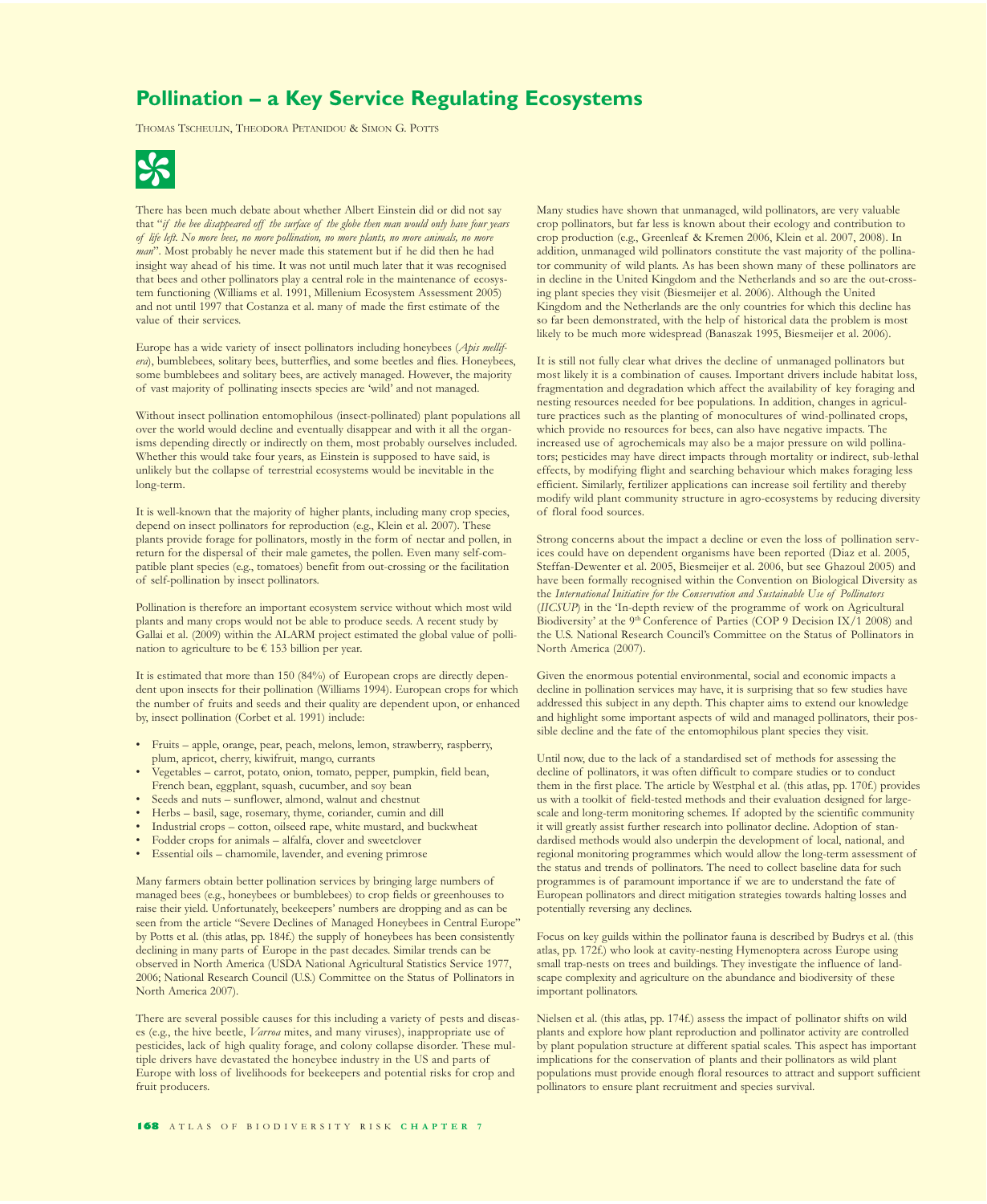# Pollination – a Key Service Regulating Ecosystems

Thomas Tscheulin, Theodora Petanidou & Simon G. Potts

There has been much debate about whether Albert Einstein did or did not say that "*if the bee disappeared off the surface of the globe then man would only have four years of life left. No more bees, no more pollination, no more plants, no more animals, no more man*". Most probably he never made this statement but if he did then he had insight way ahead of his time. It was not until much later that it was recognised that bees and other pollinators play a central role in the maintenance of ecosystem functioning (Williams et al. 1991, Millenium Ecosystem Assessment 2005) and not until 1997 that Costanza et al. many of made the first estimate of the value of their services.

Europe has a wide variety of insect pollinators including honeybees (*Apis mellifera*), bumblebees, solitary bees, butterflies, and some beetles and flies. Honeybees, some bumblebees and solitary bees, are actively managed. However, the majority of vast majority of pollinating insects species are 'wild' and not managed.

Without insect pollination entomophilous (insect-pollinated) plant populations all over the world would decline and eventually disappear and with it all the organisms depending directly or indirectly on them, most probably ourselves included. Whether this would take four years, as Einstein is supposed to have said, is unlikely but the collapse of terrestrial ecosystems would be inevitable in the long-term.

It is well-known that the majority of higher plants, including many crop species, depend on insect pollinators for reproduction (e.g., Klein et al. 2007). These plants provide forage for pollinators, mostly in the form of nectar and pollen, in return for the dispersal of their male gametes, the pollen. Even many self-compatible plant species (e.g., tomatoes) benefit from out-crossing or the facilitation of self-pollination by insect pollinators.

Pollination is therefore an important ecosystem service without which most wild plants and many crops would not be able to produce seeds. A recent study by Gallai et al. (2009) within the ALARM project estimated the global value of pollination to agriculture to be € 153 billion per year.

It is estimated that more than 150 (84%) of European crops are directly dependent upon insects for their pollination (Williams 1994). European crops for which the number of fruits and seeds and their quality are dependent upon, or enhanced by, insect pollination (Corbet et al. 1991) include:

- Fruits – apple, orange, pear, peach, melons, lemon, strawberry, raspberry, plum, apricot, cherry, kiwifruit, mango, currants
- Vegetables – carrot, potato, onion, tomato, pepper, pumpkin, field bean, French bean, eggplant, squash, cucumber, and soy bean
- Seeds and nuts – sunflower, almond, walnut and chestnut
- Herbs – basil, sage, rosemary, thyme, coriander, cumin and dill
- Industrial crops – cotton, oilseed rape, white mustard, and buckwheat
- Fodder crops for animals – alfalfa, clover and sweetclover
- Essential oils – chamomile, lavender, and evening primrose

Many farmers obtain better pollination services by bringing large numbers of managed bees (e.g., honeybees or bumblebees) to crop fields or greenhouses to raise their yield. Unfortunately, beekeepers' numbers are dropping and as can be seen from the article "Severe Declines of Managed Honeybees in Central Europe" by Potts et al. (this atlas, pp. 184f.) the supply of honeybees has been consistently declining in many parts of Europe in the past decades. Similar trends can be observed in North America (USDA National Agricultural Statistics Service 1977, 2006; National Research Council (U.S.) Committee on the Status of Pollinators in North America 2007).

There are several possible causes for this including a variety of pests and diseases (e.g., the hive beetle, *Varroa* mites, and many viruses), inappropriate use of pesticides, lack of high quality forage, and colony collapse disorder. These multiple drivers have devastated the honeybee industry in the US and parts of Europe with loss of livelihoods for beekeepers and potential risks for crop and fruit producers.

Many studies have shown that unmanaged, wild pollinators, are very valuable crop pollinators, but far less is known about their ecology and contribution to crop production (e.g., Greenleaf & Kremen 2006, Klein et al. 2007, 2008). In addition, unmanaged wild pollinators constitute the vast majority of the pollinator community of wild plants. As has been shown many of these pollinators are in decline in the United Kingdom and the Netherlands and so are the out-crossing plant species they visit (Biesmeijer et al. 2006). Although the United Kingdom and the Netherlands are the only countries for which this decline has so far been demonstrated, with the help of historical data the problem is most likely to be much more widespread (Banaszak 1995, Biesmeijer et al. 2006).

It is still not fully clear what drives the decline of unmanaged pollinators but most likely it is a combination of causes. Important drivers include habitat loss, fragmentation and degradation which affect the availability of key foraging and nesting resources needed for bee populations. In addition, changes in agriculture practices such as the planting of monocultures of wind-pollinated crops, which provide no resources for bees, can also have negative impacts. The increased use of agrochemicals may also be a major pressure on wild pollinators; pesticides may have direct impacts through mortality or indirect, sub-lethal effects, by modifying flight and searching behaviour which makes foraging less efficient. Similarly, fertilizer applications can increase soil fertility and thereby modify wild plant community structure in agro-ecosystems by reducing diversity of floral food sources.

Strong concerns about the impact a decline or even the loss of pollination services could have on dependent organisms have been reported (Diaz et al. 2005, Steffan-Dewenter et al. 2005, Biesmeijer et al. 2006, but see Ghazoul 2005) and have been formally recognised within the Convention on Biological Diversity as the *International Initiative for the Conservation and Sustainable Use of Pollinators* (*IICSUP*) in the 'In-depth review of the programme of work on Agricultural Biodiversity' at the 9th Conference of Parties (COP 9 Decision IX/1 2008) and the U.S. National Research Council's Committee on the Status of Pollinators in North America (2007).

Given the enormous potential environmental, social and economic impacts a decline in pollination services may have, it is surprising that so few studies have addressed this subject in any depth. This chapter aims to extend our knowledge and highlight some important aspects of wild and managed pollinators, their possible decline and the fate of the entomophilous plant species they visit.

Until now, due to the lack of a standardised set of methods for assessing the decline of pollinators, it was often difficult to compare studies or to conduct them in the first place. The article by Westphal et al. (this atlas, pp. 170f.) provides us with a toolkit of field-tested methods and their evaluation designed for large-scale and long-term monitoring schemes. If adopted by the scientific community it will greatly assist further research into pollinator decline. Adoption of standardised methods would also underpin the development of local, national, and regional monitoring programmes which would allow the long-term assessment of the status and trends of pollinators. The need to collect baseline data for such programmes is of paramount importance if we are to understand the fate of European pollinators and direct mitigation strategies towards halting losses and potentially reversing any declines.

Focus on key guilds within the pollinator fauna is described by Budrys et al. (this atlas, pp. 172f.) who look at cavity-nesting Hymenoptera across Europe using small trap-nests on trees and buildings. They investigate the influence of landscape complexity and agriculture on the abundance and biodiversity of these important pollinators.

Nielsen et al. (this atlas, pp. 174f.) assess the impact of pollinator shifts on wild plants and explore how plant reproduction and pollinator activity are controlled by plant population structure at different spatial scales. This aspect has important implications for the conservation of plants and their pollinators as wild plant populations must provide enough floral resources to attract and support sufficient pollinators to ensure plant recruitment and species survival.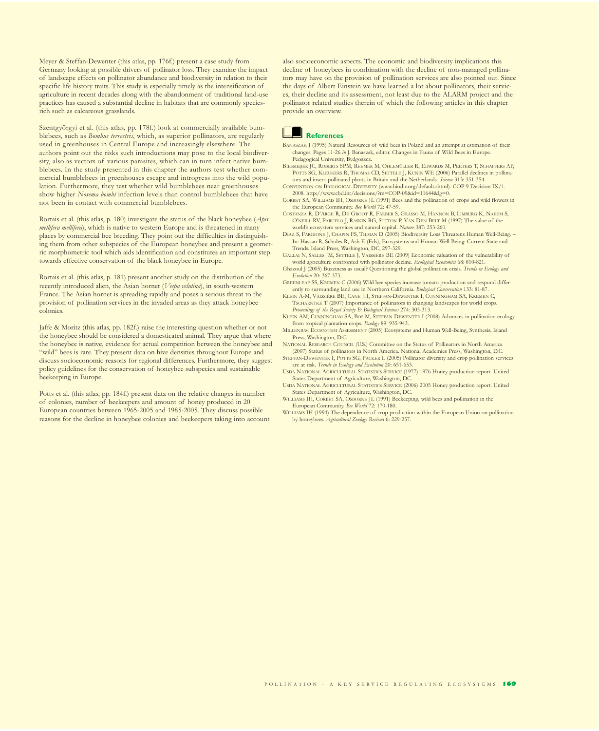Meyer & Steffan-Dewenter (this atlas, pp. 176f.) present a case study from Germany looking at possible drivers of pollinator loss. They examine the impact of landscape effects on pollinator abundance and biodiversity in relation to their specific life history traits. This study is especially timely as the intensification of agriculture in recent decades along with the abandonment of traditional land-use practices has caused a substantial decline in habitats that are commonly species-rich such as calcareous grasslands.

Szentgyörgyi et al. (this atlas, pp. 178f.) look at commercially available bumblebees, such as *Bombus terrestris*, which, as superior pollinators, are regularly used in greenhouses in Central Europe and increasingly elsewhere. The authors point out the risks such introductions may pose to the local biodiversity, also as vectors of various parasites, which can in turn infect native bumblebees. In the study presented in this chapter the authors test whether commercial bumblebees in greenhouses escape and introgress into the wild population. Furthermore, they test whether wild bumblebees near greenhouses show higher *Nosema bombi* infection levels than control bumblebees that have not been in contact with commercial bumblebees.

Rortais et al. (this atlas, p. 180) investigate the status of the black honeybee (*Apis mellifera mellifera*), which is native to western Europe and is threatened in many places by commercial bee breeding. They point out the difficulties in distinguishing them from other subspecies of the European honeybee and present a geometric morphometric tool which aids identification and constitutes an important step towards effective conservation of the black honeybee in Europe.

Rortais et al. (this atlas, p. 181) present another study on the distribution of the recently introduced alien, the Asian hornet (*Vespa velutina*), in south-western France. The Asian hornet is spreading rapidly and poses a serious threat to the provision of pollination services in the invaded areas as they attack honeybee colonies.

Jaffe & Moritz (this atlas, pp. 182f.) raise the interesting question whether or not the honeybee should be considered a domesticated animal. They argue that where the honeybee is native, evidence for actual competition between the honeybee and "wild" bees is rare. They present data on hive densities throughout Europe and discuss socioeconomic reasons for regional differences. Furthermore, they suggest policy guidelines for the conservation of honeybee subspecies and sustainable beekeeping in Europe.

Potts et al. (this atlas, pp. 184f.) present data on the relative changes in number of colonies, number of beekeepers and amount of honey produced in 20 European countries between 1965-2005 and 1985-2005. They discuss possible reasons for the decline in honeybee colonies and beekeepers taking into account also socioeconomic aspects. The economic and biodiversity implications this decline of honeybees in combination with the decline of non-managed pollinators may have on the provision of pollination services are also pointed out. Since the days of Albert Einstein we have learned a lot about pollinators, their services, their decline and its assessment, not least due to the ALARM project and the pollinator related studies therein of which the following articles in this chapter provide an overview.

## References

Banaszak J (1995) Natural Resources of wild bees in Poland and an attempt at estimation of their changes. Pages 11-26 *in* J. Banaszak, editor. Changes in Fauna of Wild Bees in Europe. Pedagogical University, Bydgoszcz.

Biesmeijer JC, Roberts SPM, Reemer M, Ohlemüller R, Edwards M, Peeters T, Schaffers AP, Potts SG, Kleukers R, Thomas CD, Settele J, Kunin WE (2006) Parallel declines in pollinators and insect-pollinated plants in Britain and the Netherlands. *Science* 313: 351-354.

Convention on Biological Diversity (www.biodiv.org/default.shtml). COP 9 Decision IX/1. 2008. http://www.cbd.int/decisions/?m=COP-09&id=11644&lg=0.

Corbet SA, Williams IH, Osborne JL (1991) Bees and the pollination of crops and wild flowers in the European Community. *Bee World* 72: 47-59.

Costanza R, D'Arge R, De Groot R, Farber S, Grasso M, Hannon B, Limburg K, Naeem S, O'Neill RV, Paruelo J, Raskin RG, Sutton P, Van Den Belt M (1997) The value of the world's ecosystem services and natural capital. *Nature* 387: 253-260.

Diaz S, Fargione J, Chapin FS, Tilman D (2005) Biodiversity Loss Threatens Human Well-Being. – In: Hassan R, Scholes R, Ash E (Eds), Ecosystems and Human Well-Being: Current State and Trends. Island Press, Washington, DC, 297-329.

Gallai N, Salles JM, Settele J, Vaissière BE (2009) Economic valuation of the vulnerability of world agriculture confronted with pollinator decline. *Ecological Economics* 68: 810-821.

Ghazoul J (2005) Buzziness as usual? Questioning the global pollination crisis. *Trends in Ecology and Evolution* 20: 367-373.

Greenleaf SS, Kremen C (2006) Wild bee species increase tomato production and respond differently to surrounding land use in Northern California. *Biological Conservation* 133: 81-87.

Klein A-M, Vaissière BE, Cane JH, Steffan-Dewenter I, Cunningham SA, Kremen C, Tscharntke T (2007) Importance of pollinators in changing landscapes for world crops. *Proceedings of the Royal Society B: Biological Sciences* 274: 303-313.

Klein AM, Cunningham SA, Bos M, Steffan-Dewenter I (2008) Advances in pollination ecology from tropical plantation crops. *Ecology* 89: 935-943.

Millenium Ecosystem Assessment (2005) Ecosystems and Human Well-Being, Synthesis. Island Press, Washington, D.C.

National Research Council (U.S.) Committee on the Status of Pollinators in North America (2007) Status of pollinators in North America. National Academies Press, Washington, D.C.

Steffan-Dewenter I, Potts SG, Packer L (2005) Pollinator diversity and crop pollination services are at risk. *Trends in Ecology and Evolution* 20: 651-653.

Usda National Agricultural Statistics Service (1977) 1976 Honey production report. United States Department of Agriculture, Washington, DC.

Usda National Agricultural Statistics Service (2006) 2005 Honey production report. United States Department of Agriculture, Washington, DC.

Williams IH, Corbet SA, Osborne JL (1991) Beekeeping, wild bees and pollination in the European Community. *Bee World* 72: 170-180.

Williams IH (1994) The dependence of crop production within the European Union on pollination by honeybees. *Agricultural Zoology Reviews* 6: 229-257.